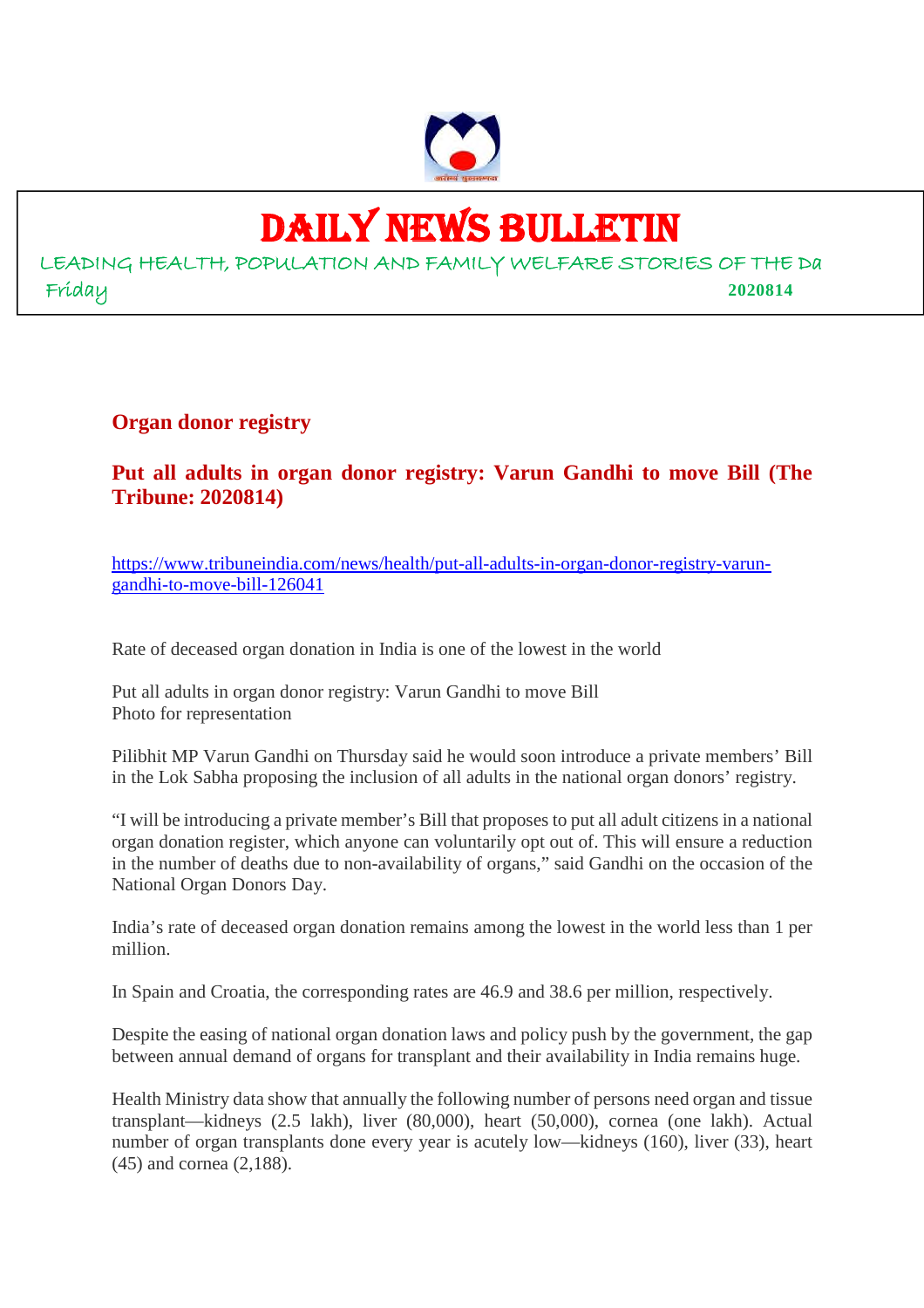# DAILY NEWS BULLETIN

LEADING HEALTH, POPULATION AND FAMILY WELFARE STORIES OF THE Da

Friday **2020814**

## Organ donor registry

### Put all adults in organ donor registry: Varun Gandhi to move Bill (The Tribune: 2020814)

https://www.tribuneindia.com/news/health/put-all-adults-in-organ-donor-registry-varun-gandhi-to-move-bill-126041

Rate of deceased organ donation in India is one of the lowest in the world

Put all adults in organ donor registry: Varun Gandhi to move Bill
Photo for representation

Pilibhit MP Varun Gandhi on Thursday said he would soon introduce a private members' Bill in the Lok Sabha proposing the inclusion of all adults in the national organ donors' registry.

"I will be introducing a private member's Bill that proposes to put all adult citizens in a national organ donation register, which anyone can voluntarily opt out of. This will ensure a reduction in the number of deaths due to non-availability of organs," said Gandhi on the occasion of the National Organ Donors Day.

India's rate of deceased organ donation remains among the lowest in the world less than 1 per million.

In Spain and Croatia, the corresponding rates are 46.9 and 38.6 per million, respectively.

Despite the easing of national organ donation laws and policy push by the government, the gap between annual demand of organs for transplant and their availability in India remains huge.

Health Ministry data show that annually the following number of persons need organ and tissue transplant—kidneys (2.5 lakh), liver (80,000), heart (50,000), cornea (one lakh). Actual number of organ transplants done every year is acutely low—kidneys (160), liver (33), heart (45) and cornea (2,188).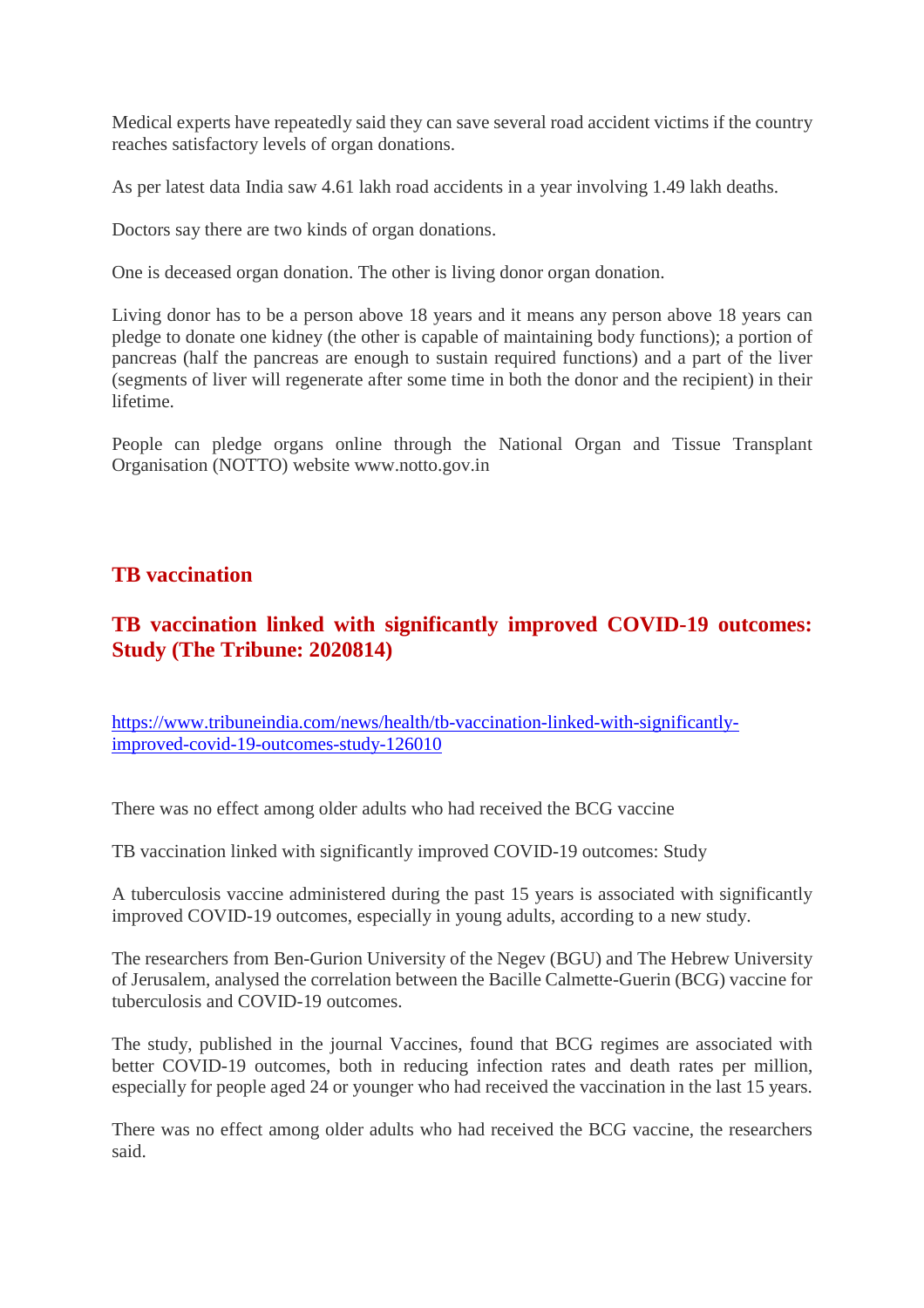Medical experts have repeatedly said they can save several road accident victims if the country reaches satisfactory levels of organ donations.

As per latest data India saw 4.61 lakh road accidents in a year involving 1.49 lakh deaths.

Doctors say there are two kinds of organ donations.

One is deceased organ donation. The other is living donor organ donation.

Living donor has to be a person above 18 years and it means any person above 18 years can pledge to donate one kidney (the other is capable of maintaining body functions); a portion of pancreas (half the pancreas are enough to sustain required functions) and a part of the liver (segments of liver will regenerate after some time in both the donor and the recipient) in their lifetime.

People can pledge organs online through the National Organ and Tissue Transplant Organisation (NOTTO) website www.notto.gov.in

## TB vaccination

## TB vaccination linked with significantly improved COVID-19 outcomes: Study (The Tribune: 2020814)

https://www.tribuneindia.com/news/health/tb-vaccination-linked-with-significantly-improved-covid-19-outcomes-study-126010

There was no effect among older adults who had received the BCG vaccine

TB vaccination linked with significantly improved COVID-19 outcomes: Study

A tuberculosis vaccine administered during the past 15 years is associated with significantly improved COVID-19 outcomes, especially in young adults, according to a new study.

The researchers from Ben-Gurion University of the Negev (BGU) and The Hebrew University of Jerusalem, analysed the correlation between the Bacille Calmette-Guerin (BCG) vaccine for tuberculosis and COVID-19 outcomes.

The study, published in the journal Vaccines, found that BCG regimes are associated with better COVID-19 outcomes, both in reducing infection rates and death rates per million, especially for people aged 24 or younger who had received the vaccination in the last 15 years.

There was no effect among older adults who had received the BCG vaccine, the researchers said.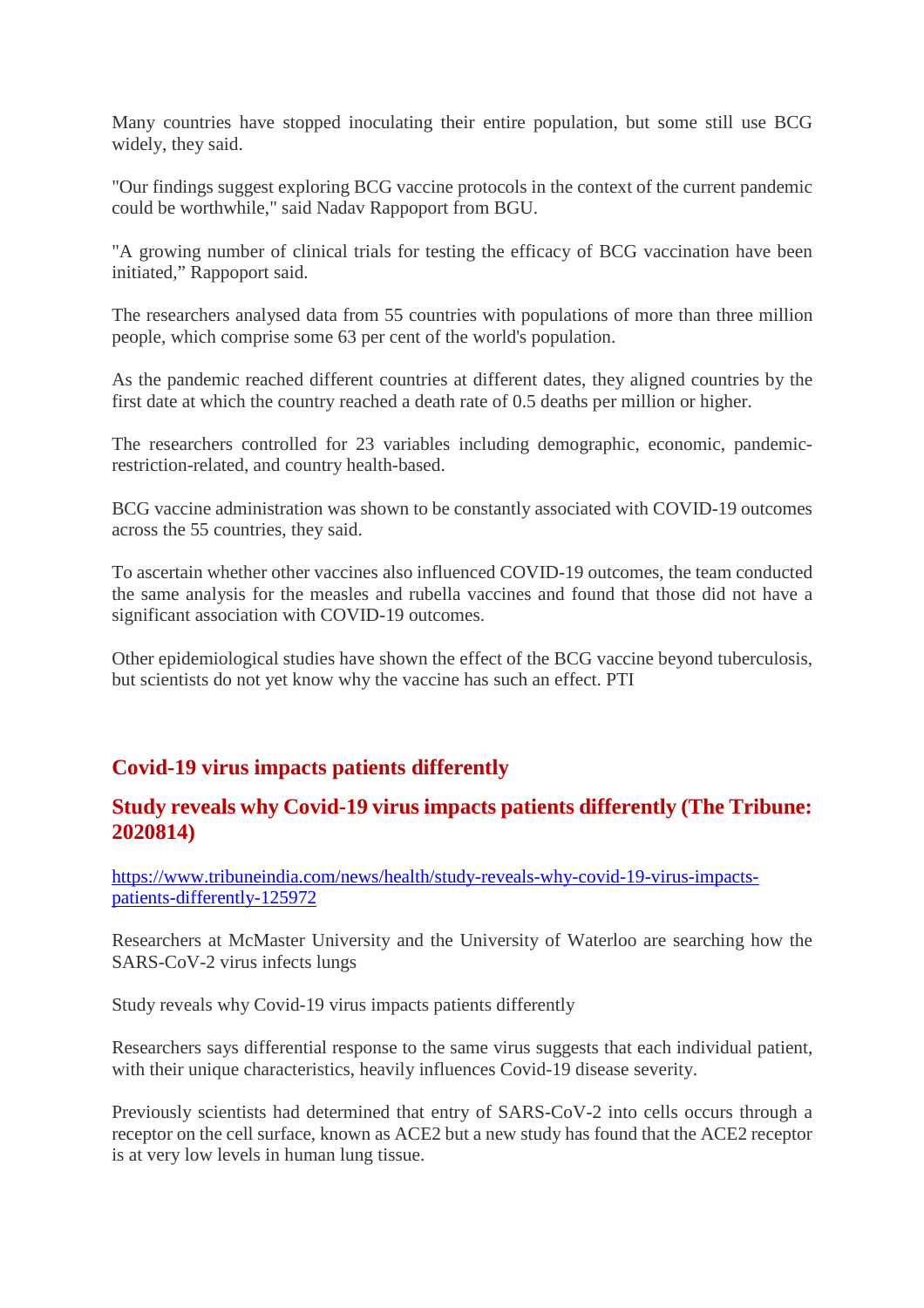Many countries have stopped inoculating their entire population, but some still use BCG widely, they said.

"Our findings suggest exploring BCG vaccine protocols in the context of the current pandemic could be worthwhile," said Nadav Rappoport from BGU.

"A growing number of clinical trials for testing the efficacy of BCG vaccination have been initiated," Rappoport said.

The researchers analysed data from 55 countries with populations of more than three million people, which comprise some 63 per cent of the world's population.

As the pandemic reached different countries at different dates, they aligned countries by the first date at which the country reached a death rate of 0.5 deaths per million or higher.

The researchers controlled for 23 variables including demographic, economic, pandemic-restriction-related, and country health-based.

BCG vaccine administration was shown to be constantly associated with COVID-19 outcomes across the 55 countries, they said.

To ascertain whether other vaccines also influenced COVID-19 outcomes, the team conducted the same analysis for the measles and rubella vaccines and found that those did not have a significant association with COVID-19 outcomes.

Other epidemiological studies have shown the effect of the BCG vaccine beyond tuberculosis, but scientists do not yet know why the vaccine has such an effect. PTI

## Covid-19 virus impacts patients differently

### Study reveals why Covid-19 virus impacts patients differently (The Tribune: 2020814)

[https://www.tribuneindia.com/news/health/study-reveals-why-covid-19-virus-impacts-patients-differently-125972](https://www.tribuneindia.com/news/health/study-reveals-why-covid-19-virus-impacts-patients-differently-125972)

Researchers at McMaster University and the University of Waterloo are searching how the SARS-CoV-2 virus infects lungs

Study reveals why Covid-19 virus impacts patients differently

Researchers says differential response to the same virus suggests that each individual patient, with their unique characteristics, heavily influences Covid-19 disease severity.

Previously scientists had determined that entry of SARS-CoV-2 into cells occurs through a receptor on the cell surface, known as ACE2 but a new study has found that the ACE2 receptor is at very low levels in human lung tissue.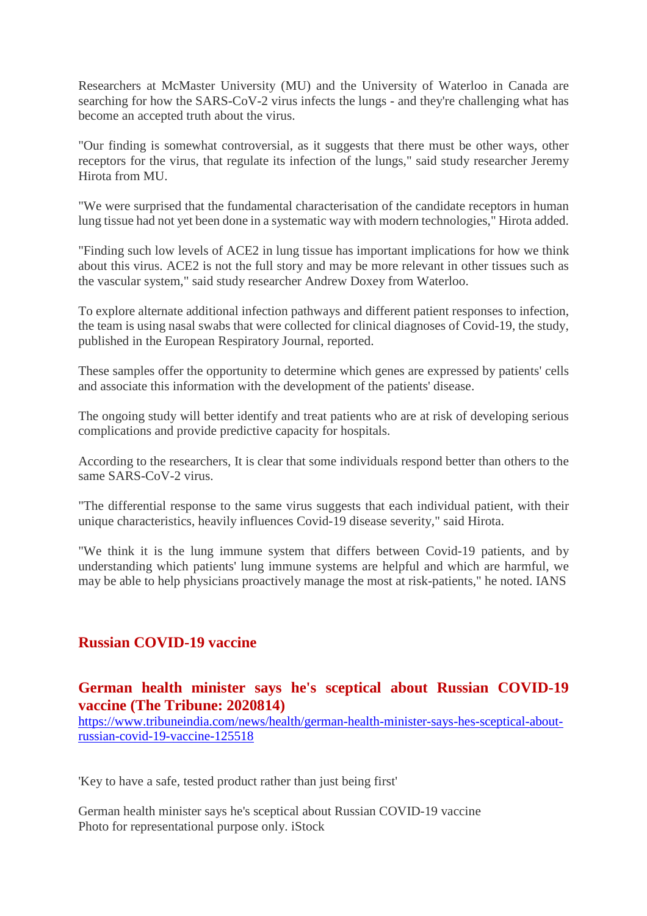Researchers at McMaster University (MU) and the University of Waterloo in Canada are searching for how the SARS-CoV-2 virus infects the lungs - and they're challenging what has become an accepted truth about the virus.

"Our finding is somewhat controversial, as it suggests that there must be other ways, other receptors for the virus, that regulate its infection of the lungs," said study researcher Jeremy Hirota from MU.

"We were surprised that the fundamental characterisation of the candidate receptors in human lung tissue had not yet been done in a systematic way with modern technologies," Hirota added.

"Finding such low levels of ACE2 in lung tissue has important implications for how we think about this virus. ACE2 is not the full story and may be more relevant in other tissues such as the vascular system," said study researcher Andrew Doxey from Waterloo.

To explore alternate additional infection pathways and different patient responses to infection, the team is using nasal swabs that were collected for clinical diagnoses of Covid-19, the study, published in the European Respiratory Journal, reported.

These samples offer the opportunity to determine which genes are expressed by patients' cells and associate this information with the development of the patients' disease.

The ongoing study will better identify and treat patients who are at risk of developing serious complications and provide predictive capacity for hospitals.

According to the researchers, It is clear that some individuals respond better than others to the same SARS-CoV-2 virus.

"The differential response to the same virus suggests that each individual patient, with their unique characteristics, heavily influences Covid-19 disease severity," said Hirota.

"We think it is the lung immune system that differs between Covid-19 patients, and by understanding which patients' lung immune systems are helpful and which are harmful, we may be able to help physicians proactively manage the most at risk-patients," he noted. IANS

## Russian COVID-19 vaccine

### German health minister says he's sceptical about Russian COVID-19 vaccine (The Tribune: 2020814)

https://www.tribuneindia.com/news/health/german-health-minister-says-hes-sceptical-about-russian-covid-19-vaccine-125518

'Key to have a safe, tested product rather than just being first'

German health minister says he's sceptical about Russian COVID-19 vaccine
Photo for representational purpose only. iStock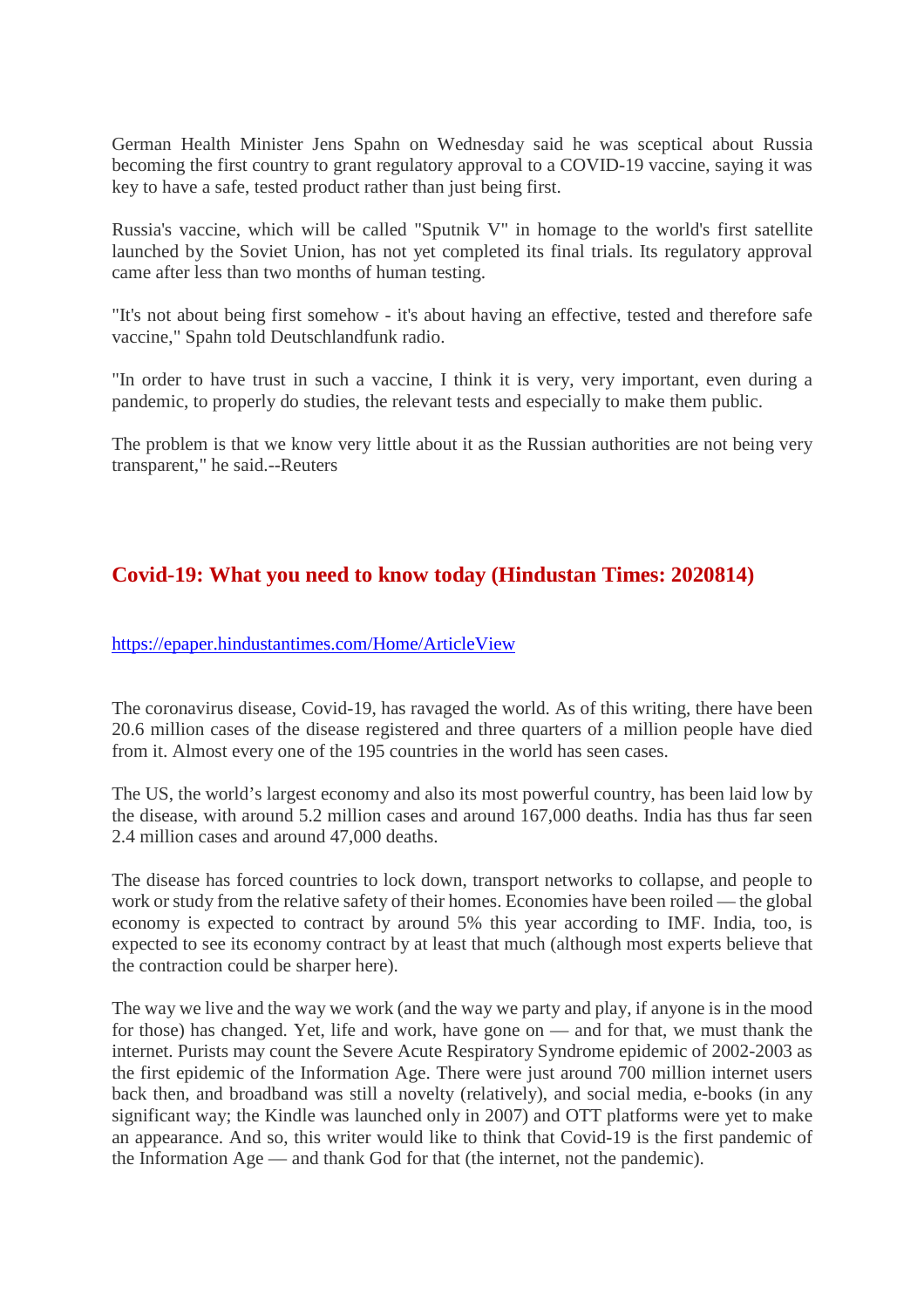German Health Minister Jens Spahn on Wednesday said he was sceptical about Russia becoming the first country to grant regulatory approval to a COVID-19 vaccine, saying it was key to have a safe, tested product rather than just being first.

Russia's vaccine, which will be called "Sputnik V" in homage to the world's first satellite launched by the Soviet Union, has not yet completed its final trials. Its regulatory approval came after less than two months of human testing.

"It's not about being first somehow - it's about having an effective, tested and therefore safe vaccine," Spahn told Deutschlandfunk radio.

"In order to have trust in such a vaccine, I think it is very, very important, even during a pandemic, to properly do studies, the relevant tests and especially to make them public.

The problem is that we know very little about it as the Russian authorities are not being very transparent," he said.--Reuters

## Covid-19: What you need to know today (Hindustan Times: 2020814)

https://epaper.hindustantimes.com/Home/ArticleView

The coronavirus disease, Covid-19, has ravaged the world. As of this writing, there have been 20.6 million cases of the disease registered and three quarters of a million people have died from it. Almost every one of the 195 countries in the world has seen cases.

The US, the world's largest economy and also its most powerful country, has been laid low by the disease, with around 5.2 million cases and around 167,000 deaths. India has thus far seen 2.4 million cases and around 47,000 deaths.

The disease has forced countries to lock down, transport networks to collapse, and people to work or study from the relative safety of their homes. Economies have been roiled — the global economy is expected to contract by around 5% this year according to IMF. India, too, is expected to see its economy contract by at least that much (although most experts believe that the contraction could be sharper here).

The way we live and the way we work (and the way we party and play, if anyone is in the mood for those) has changed. Yet, life and work, have gone on — and for that, we must thank the internet. Purists may count the Severe Acute Respiratory Syndrome epidemic of 2002-2003 as the first epidemic of the Information Age. There were just around 700 million internet users back then, and broadband was still a novelty (relatively), and social media, e-books (in any significant way; the Kindle was launched only in 2007) and OTT platforms were yet to make an appearance. And so, this writer would like to think that Covid-19 is the first pandemic of the Information Age — and thank God for that (the internet, not the pandemic).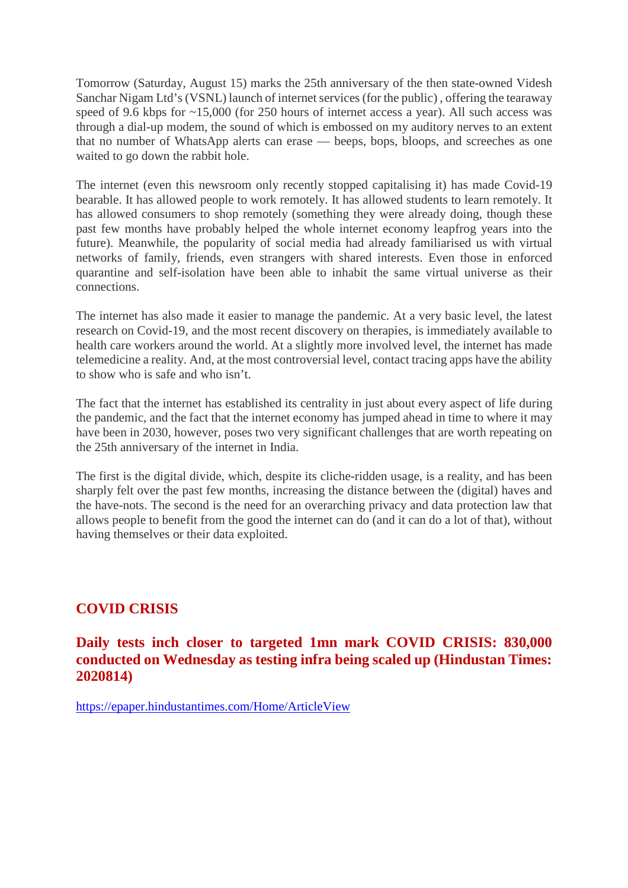Tomorrow (Saturday, August 15) marks the 25th anniversary of the then state-owned Videsh Sanchar Nigam Ltd's (VSNL) launch of internet services (for the public) , offering the tearaway speed of 9.6 kbps for ~15,000 (for 250 hours of internet access a year). All such access was through a dial-up modem, the sound of which is embossed on my auditory nerves to an extent that no number of WhatsApp alerts can erase — beeps, bops, bloops, and screeches as one waited to go down the rabbit hole.

The internet (even this newsroom only recently stopped capitalising it) has made Covid-19 bearable. It has allowed people to work remotely. It has allowed students to learn remotely. It has allowed consumers to shop remotely (something they were already doing, though these past few months have probably helped the whole internet economy leapfrog years into the future). Meanwhile, the popularity of social media had already familiarised us with virtual networks of family, friends, even strangers with shared interests. Even those in enforced quarantine and self-isolation have been able to inhabit the same virtual universe as their connections.

The internet has also made it easier to manage the pandemic. At a very basic level, the latest research on Covid-19, and the most recent discovery on therapies, is immediately available to health care workers around the world. At a slightly more involved level, the internet has made telemedicine a reality. And, at the most controversial level, contact tracing apps have the ability to show who is safe and who isn't.

The fact that the internet has established its centrality in just about every aspect of life during the pandemic, and the fact that the internet economy has jumped ahead in time to where it may have been in 2030, however, poses two very significant challenges that are worth repeating on the 25th anniversary of the internet in India.

The first is the digital divide, which, despite its cliche-ridden usage, is a reality, and has been sharply felt over the past few months, increasing the distance between the (digital) haves and the have-nots. The second is the need for an overarching privacy and data protection law that allows people to benefit from the good the internet can do (and it can do a lot of that), without having themselves or their data exploited.

## COVID CRISIS

### Daily tests inch closer to targeted 1mn mark COVID CRISIS: 830,000 conducted on Wednesday as testing infra being scaled up (Hindustan Times: 2020814)

https://epaper.hindustantimes.com/Home/ArticleView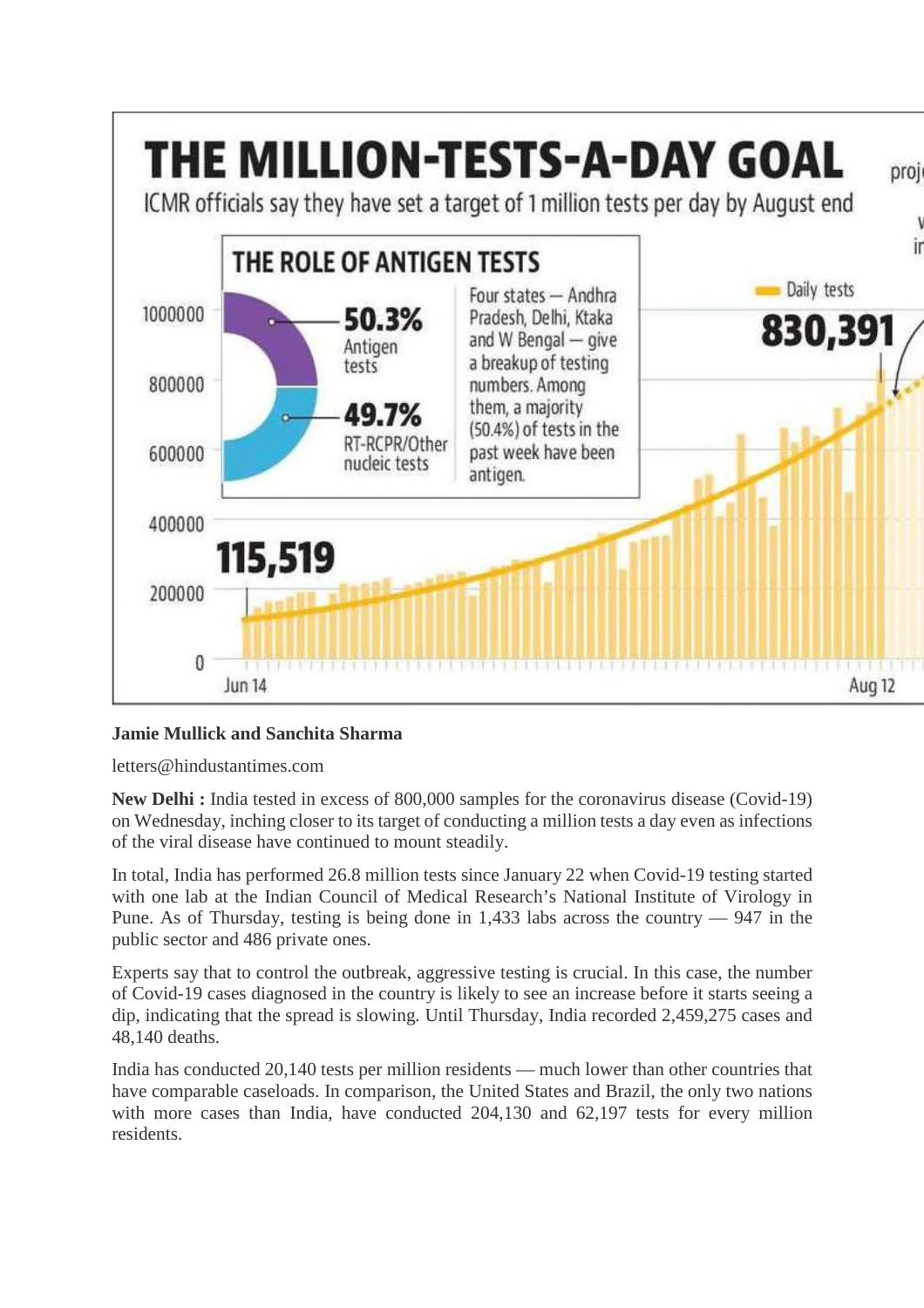# THE MILLION-TESTS-A-DAY GOAL

ICMR officials say they have set a target of 1 million tests per day by August end

**THE ROLE OF ANTIGEN TESTS**

**50.3%** Antigen tests

**49.7%** RT-RCPR/Other nucleic tests

Four states — Andhra Pradesh, Delhi, Ktaka and W Bengal — give a breakup of testing numbers. Among them, a majority (50.4%) of tests in the past week have been antigen.

Daily tests

**830,391**

**115,519**

1000000, 800000, 600000, 400000, 200000, 0

Jun 14 — Aug 12

**Jamie Mullick and Sanchita Sharma**

letters@hindustantimes.com

**New Delhi :** India tested in excess of 800,000 samples for the coronavirus disease (Covid-19) on Wednesday, inching closer to its target of conducting a million tests a day even as infections of the viral disease have continued to mount steadily.

In total, India has performed 26.8 million tests since January 22 when Covid-19 testing started with one lab at the Indian Council of Medical Research's National Institute of Virology in Pune. As of Thursday, testing is being done in 1,433 labs across the country — 947 in the public sector and 486 private ones.

Experts say that to control the outbreak, aggressive testing is crucial. In this case, the number of Covid-19 cases diagnosed in the country is likely to see an increase before it starts seeing a dip, indicating that the spread is slowing. Until Thursday, India recorded 2,459,275 cases and 48,140 deaths.

India has conducted 20,140 tests per million residents — much lower than other countries that have comparable caseloads. In comparison, the United States and Brazil, the only two nations with more cases than India, have conducted 204,130 and 62,197 tests for every million residents.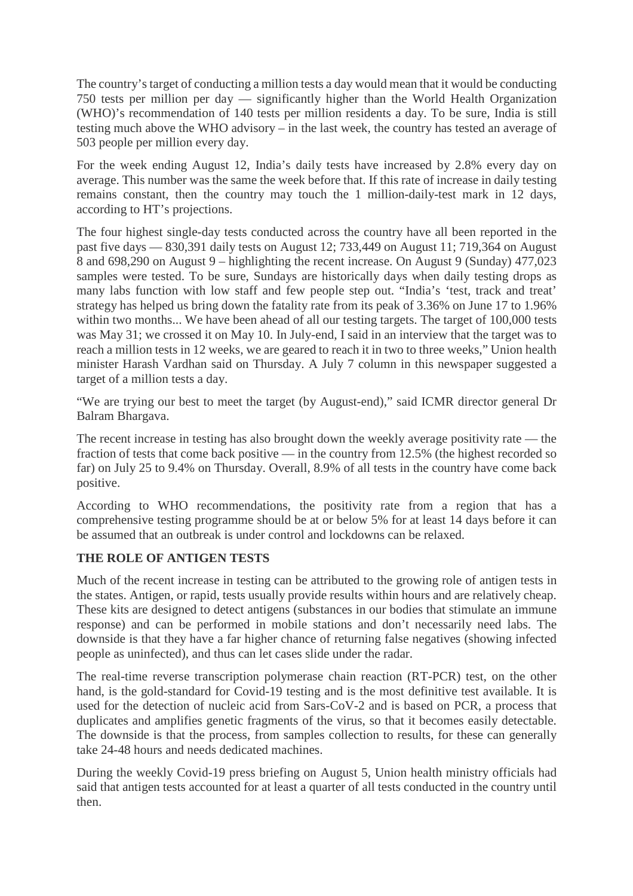The country's target of conducting a million tests a day would mean that it would be conducting 750 tests per million per day — significantly higher than the World Health Organization (WHO)'s recommendation of 140 tests per million residents a day. To be sure, India is still testing much above the WHO advisory – in the last week, the country has tested an average of 503 people per million every day.

For the week ending August 12, India's daily tests have increased by 2.8% every day on average. This number was the same the week before that. If this rate of increase in daily testing remains constant, then the country may touch the 1 million-daily-test mark in 12 days, according to HT's projections.

The four highest single-day tests conducted across the country have all been reported in the past five days — 830,391 daily tests on August 12; 733,449 on August 11; 719,364 on August 8 and 698,290 on August 9 – highlighting the recent increase. On August 9 (Sunday) 477,023 samples were tested. To be sure, Sundays are historically days when daily testing drops as many labs function with low staff and few people step out. "India's 'test, track and treat' strategy has helped us bring down the fatality rate from its peak of 3.36% on June 17 to 1.96% within two months... We have been ahead of all our testing targets. The target of 100,000 tests was May 31; we crossed it on May 10. In July-end, I said in an interview that the target was to reach a million tests in 12 weeks, we are geared to reach it in two to three weeks," Union health minister Harash Vardhan said on Thursday. A July 7 column in this newspaper suggested a target of a million tests a day.

"We are trying our best to meet the target (by August-end)," said ICMR director general Dr Balram Bhargava.

The recent increase in testing has also brought down the weekly average positivity rate — the fraction of tests that come back positive — in the country from 12.5% (the highest recorded so far) on July 25 to 9.4% on Thursday. Overall, 8.9% of all tests in the country have come back positive.

According to WHO recommendations, the positivity rate from a region that has a comprehensive testing programme should be at or below 5% for at least 14 days before it can be assumed that an outbreak is under control and lockdowns can be relaxed.

**THE ROLE OF ANTIGEN TESTS**

Much of the recent increase in testing can be attributed to the growing role of antigen tests in the states. Antigen, or rapid, tests usually provide results within hours and are relatively cheap. These kits are designed to detect antigens (substances in our bodies that stimulate an immune response) and can be performed in mobile stations and don't necessarily need labs. The downside is that they have a far higher chance of returning false negatives (showing infected people as uninfected), and thus can let cases slide under the radar.

The real-time reverse transcription polymerase chain reaction (RT-PCR) test, on the other hand, is the gold-standard for Covid-19 testing and is the most definitive test available. It is used for the detection of nucleic acid from Sars-CoV-2 and is based on PCR, a process that duplicates and amplifies genetic fragments of the virus, so that it becomes easily detectable. The downside is that the process, from samples collection to results, for these can generally take 24-48 hours and needs dedicated machines.

During the weekly Covid-19 press briefing on August 5, Union health ministry officials had said that antigen tests accounted for at least a quarter of all tests conducted in the country until then.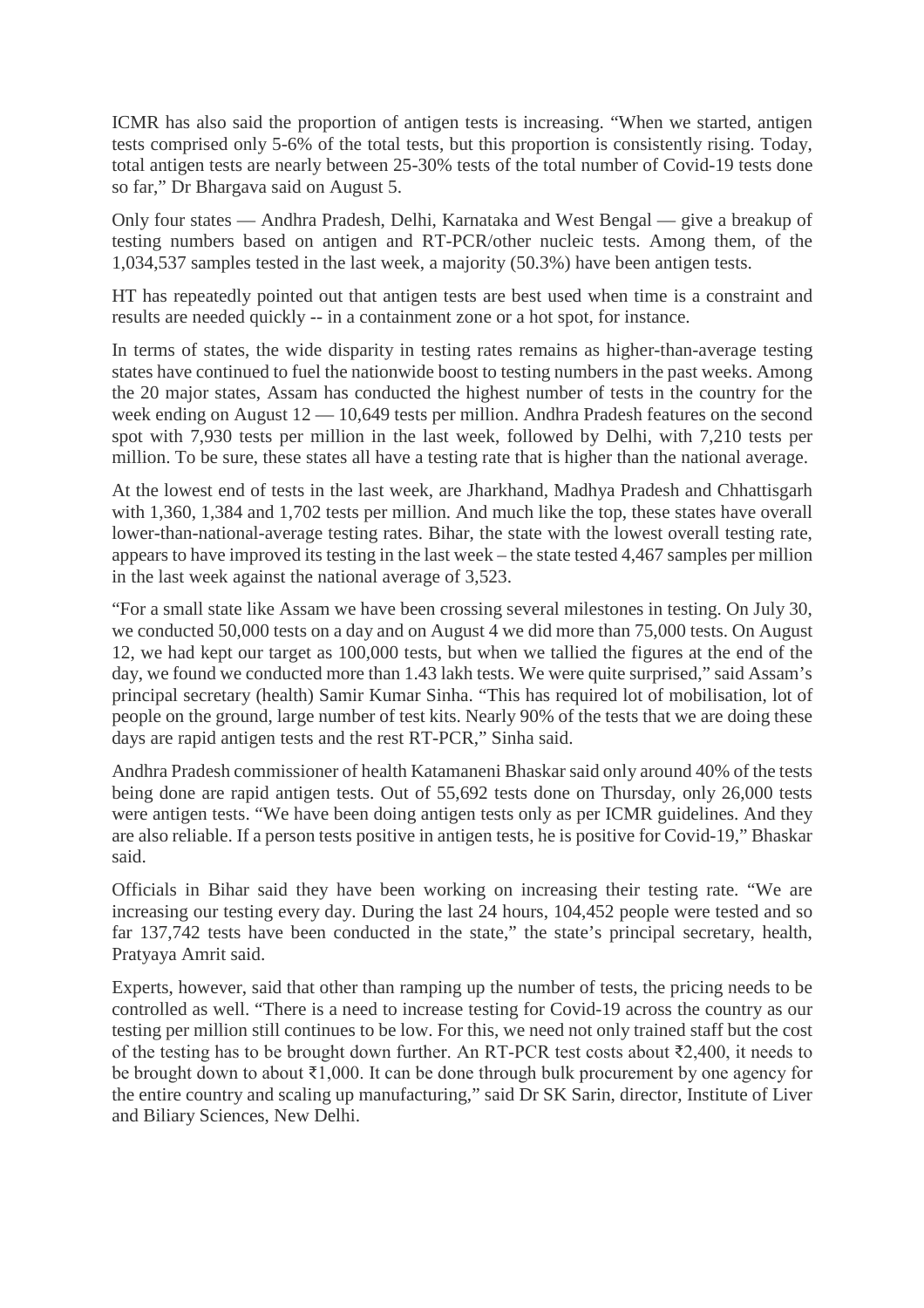ICMR has also said the proportion of antigen tests is increasing. "When we started, antigen tests comprised only 5-6% of the total tests, but this proportion is consistently rising. Today, total antigen tests are nearly between 25-30% tests of the total number of Covid-19 tests done so far," Dr Bhargava said on August 5.

Only four states — Andhra Pradesh, Delhi, Karnataka and West Bengal — give a breakup of testing numbers based on antigen and RT-PCR/other nucleic tests. Among them, of the 1,034,537 samples tested in the last week, a majority (50.3%) have been antigen tests.

HT has repeatedly pointed out that antigen tests are best used when time is a constraint and results are needed quickly -- in a containment zone or a hot spot, for instance.

In terms of states, the wide disparity in testing rates remains as higher-than-average testing states have continued to fuel the nationwide boost to testing numbers in the past weeks. Among the 20 major states, Assam has conducted the highest number of tests in the country for the week ending on August 12 — 10,649 tests per million. Andhra Pradesh features on the second spot with 7,930 tests per million in the last week, followed by Delhi, with 7,210 tests per million. To be sure, these states all have a testing rate that is higher than the national average.

At the lowest end of tests in the last week, are Jharkhand, Madhya Pradesh and Chhattisgarh with 1,360, 1,384 and 1,702 tests per million. And much like the top, these states have overall lower-than-national-average testing rates. Bihar, the state with the lowest overall testing rate, appears to have improved its testing in the last week – the state tested 4,467 samples per million in the last week against the national average of 3,523.

"For a small state like Assam we have been crossing several milestones in testing. On July 30, we conducted 50,000 tests on a day and on August 4 we did more than 75,000 tests. On August 12, we had kept our target as 100,000 tests, but when we tallied the figures at the end of the day, we found we conducted more than 1.43 lakh tests. We were quite surprised," said Assam's principal secretary (health) Samir Kumar Sinha. "This has required lot of mobilisation, lot of people on the ground, large number of test kits. Nearly 90% of the tests that we are doing these days are rapid antigen tests and the rest RT-PCR," Sinha said.

Andhra Pradesh commissioner of health Katamaneni Bhaskar said only around 40% of the tests being done are rapid antigen tests. Out of 55,692 tests done on Thursday, only 26,000 tests were antigen tests. "We have been doing antigen tests only as per ICMR guidelines. And they are also reliable. If a person tests positive in antigen tests, he is positive for Covid-19," Bhaskar said.

Officials in Bihar said they have been working on increasing their testing rate. "We are increasing our testing every day. During the last 24 hours, 104,452 people were tested and so far 137,742 tests have been conducted in the state," the state's principal secretary, health, Pratyaya Amrit said.

Experts, however, said that other than ramping up the number of tests, the pricing needs to be controlled as well. "There is a need to increase testing for Covid-19 across the country as our testing per million still continues to be low. For this, we need not only trained staff but the cost of the testing has to be brought down further. An RT-PCR test costs about ₹2,400, it needs to be brought down to about ₹1,000. It can be done through bulk procurement by one agency for the entire country and scaling up manufacturing," said Dr SK Sarin, director, Institute of Liver and Biliary Sciences, New Delhi.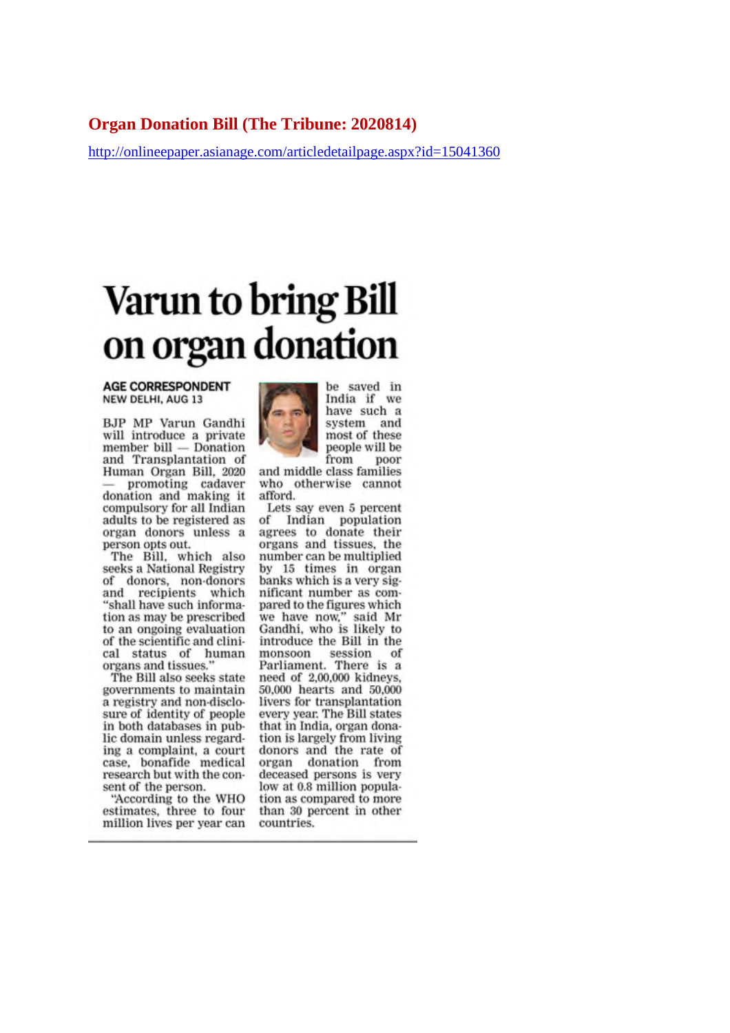## Organ Donation Bill (The Tribune: 2020814)

http://onlineepaper.asianage.com/articledetailpage.aspx?id=15041360

# Varun to bring Bill on organ donation

**AGE CORRESPONDENT**
NEW DELHI, AUG 13

BJP MP Varun Gandhi will introduce a private member bill — Donation and Transplantation of Human Organ Bill, 2020 — promoting cadaver donation and making it compulsory for all Indian adults to be registered as organ donors unless a person opts out.

The Bill, which also seeks a National Registry of donors, non-donors and recipients which "shall have such information as may be prescribed to an ongoing evaluation of the scientific and clinical status of human organs and tissues."

The Bill also seeks state governments to maintain a registry and non-disclosure of identity of people in both databases in public domain unless regarding a complaint, a court case, bonafide medical research but with the consent of the person.

"According to the WHO estimates, three to four million lives per year can be saved in India if we have such a system and most of these people will be from poor and middle class families who otherwise cannot afford.

Lets say even 5 percent of Indian population agrees to donate their organs and tissues, the number can be multiplied by 15 times in organ banks which is a very significant number as compared to the figures which we have now," said Mr Gandhi, who is likely to introduce the Bill in the monsoon session of Parliament. There is a need of 2,00,000 kidneys, 50,000 hearts and 50,000 livers for transplantation every year. The Bill states that in India, organ donation is largely from living donors and the rate of organ donation from deceased persons is very low at 0.8 million population as compared to more than 30 percent in other countries.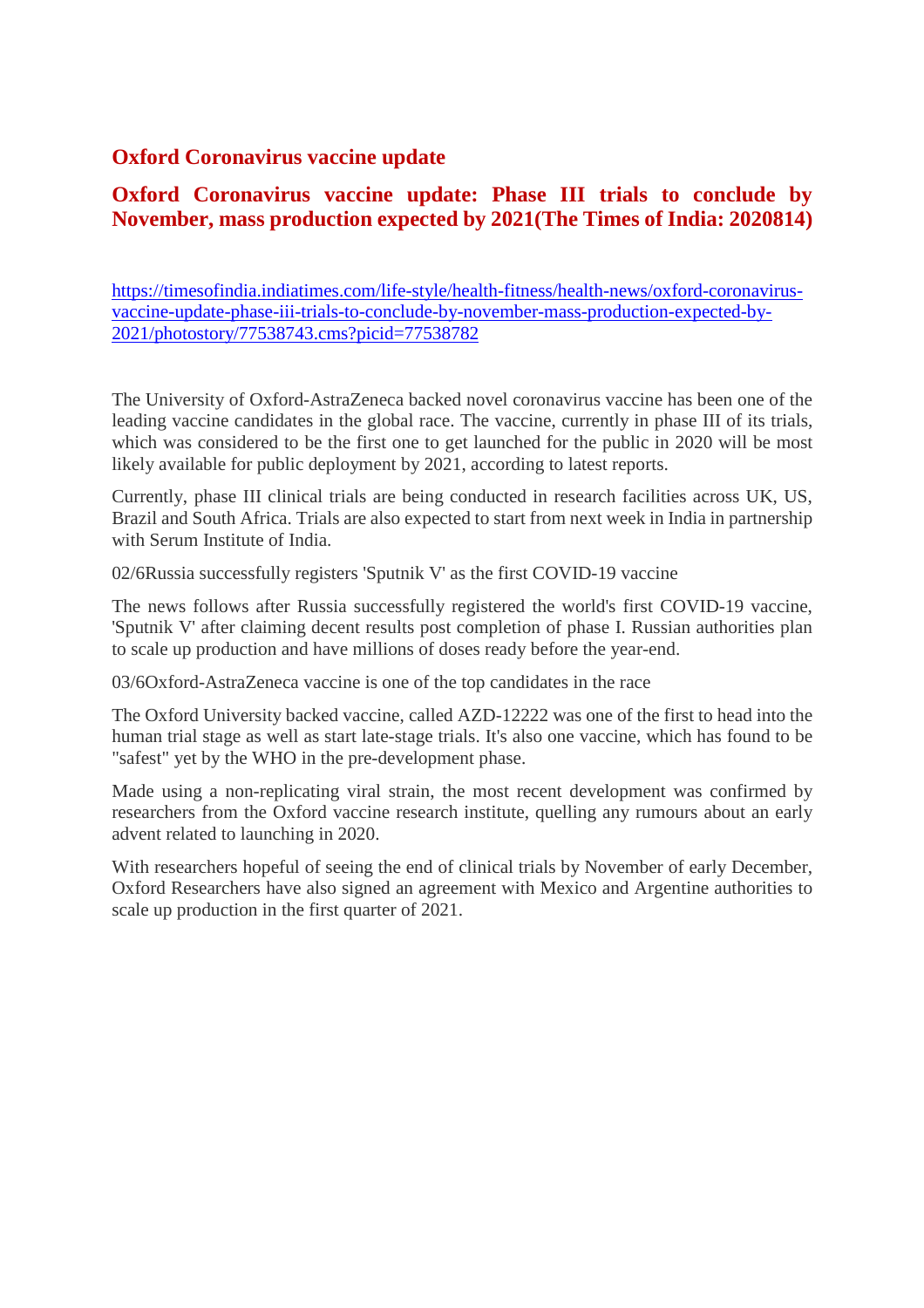## Oxford Coronavirus vaccine update

## Oxford Coronavirus vaccine update: Phase III trials to conclude by November, mass production expected by 2021(The Times of India: 2020814)

https://timesofindia.indiatimes.com/life-style/health-fitness/health-news/oxford-coronavirus-vaccine-update-phase-iii-trials-to-conclude-by-november-mass-production-expected-by-2021/photostory/77538743.cms?picid=77538782

The University of Oxford-AstraZeneca backed novel coronavirus vaccine has been one of the leading vaccine candidates in the global race. The vaccine, currently in phase III of its trials, which was considered to be the first one to get launched for the public in 2020 will be most likely available for public deployment by 2021, according to latest reports.

Currently, phase III clinical trials are being conducted in research facilities across UK, US, Brazil and South Africa. Trials are also expected to start from next week in India in partnership with Serum Institute of India.

02/6Russia successfully registers 'Sputnik V' as the first COVID-19 vaccine

The news follows after Russia successfully registered the world's first COVID-19 vaccine, 'Sputnik V' after claiming decent results post completion of phase I. Russian authorities plan to scale up production and have millions of doses ready before the year-end.

03/6Oxford-AstraZeneca vaccine is one of the top candidates in the race

The Oxford University backed vaccine, called AZD-12222 was one of the first to head into the human trial stage as well as start late-stage trials. It's also one vaccine, which has found to be "safest" yet by the WHO in the pre-development phase.

Made using a non-replicating viral strain, the most recent development was confirmed by researchers from the Oxford vaccine research institute, quelling any rumours about an early advent related to launching in 2020.

With researchers hopeful of seeing the end of clinical trials by November of early December, Oxford Researchers have also signed an agreement with Mexico and Argentine authorities to scale up production in the first quarter of 2021.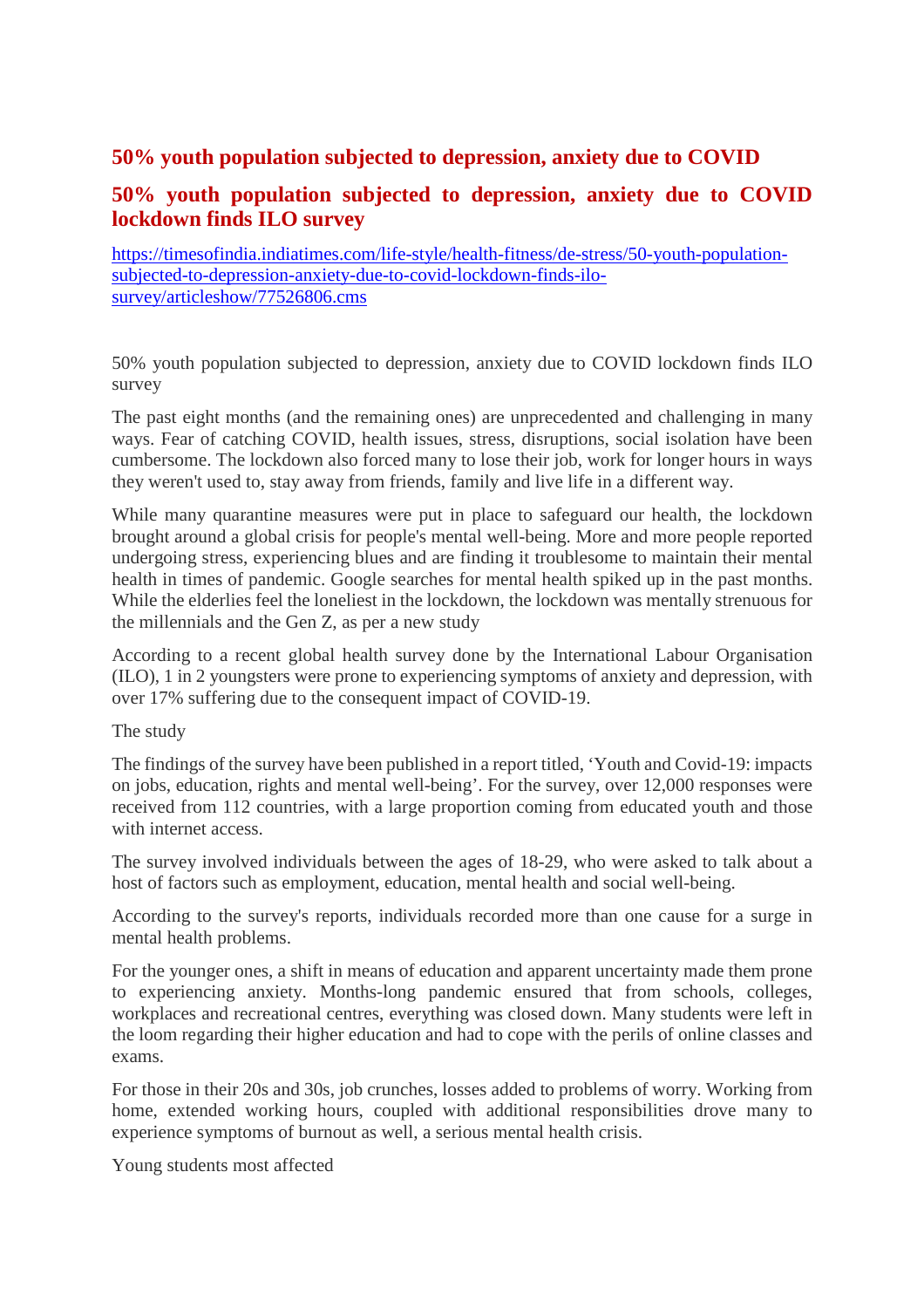## 50% youth population subjected to depression, anxiety due to COVID

## 50% youth population subjected to depression, anxiety due to COVID lockdown finds ILO survey

https://timesofindia.indiatimes.com/life-style/health-fitness/de-stress/50-youth-population-subjected-to-depression-anxiety-due-to-covid-lockdown-finds-ilo-survey/articleshow/77526806.cms

50% youth population subjected to depression, anxiety due to COVID lockdown finds ILO survey

The past eight months (and the remaining ones) are unprecedented and challenging in many ways. Fear of catching COVID, health issues, stress, disruptions, social isolation have been cumbersome. The lockdown also forced many to lose their job, work for longer hours in ways they weren't used to, stay away from friends, family and live life in a different way.

While many quarantine measures were put in place to safeguard our health, the lockdown brought around a global crisis for people's mental well-being. More and more people reported undergoing stress, experiencing blues and are finding it troublesome to maintain their mental health in times of pandemic. Google searches for mental health spiked up in the past months. While the elderlies feel the loneliest in the lockdown, the lockdown was mentally strenuous for the millennials and the Gen Z, as per a new study

According to a recent global health survey done by the International Labour Organisation (ILO), 1 in 2 youngsters were prone to experiencing symptoms of anxiety and depression, with over 17% suffering due to the consequent impact of COVID-19.

The study

The findings of the survey have been published in a report titled, 'Youth and Covid-19: impacts on jobs, education, rights and mental well-being'. For the survey, over 12,000 responses were received from 112 countries, with a large proportion coming from educated youth and those with internet access.

The survey involved individuals between the ages of 18-29, who were asked to talk about a host of factors such as employment, education, mental health and social well-being.

According to the survey's reports, individuals recorded more than one cause for a surge in mental health problems.

For the younger ones, a shift in means of education and apparent uncertainty made them prone to experiencing anxiety. Months-long pandemic ensured that from schools, colleges, workplaces and recreational centres, everything was closed down. Many students were left in the loom regarding their higher education and had to cope with the perils of online classes and exams.

For those in their 20s and 30s, job crunches, losses added to problems of worry. Working from home, extended working hours, coupled with additional responsibilities drove many to experience symptoms of burnout as well, a serious mental health crisis.

Young students most affected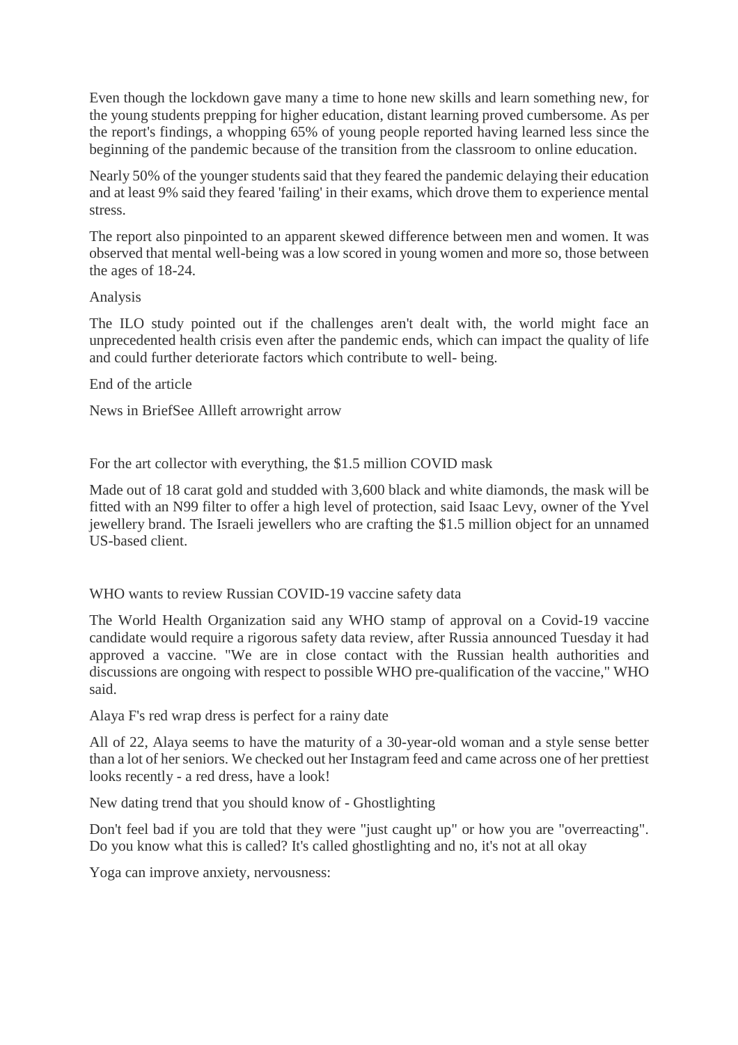Even though the lockdown gave many a time to hone new skills and learn something new, for the young students prepping for higher education, distant learning proved cumbersome. As per the report's findings, a whopping 65% of young people reported having learned less since the beginning of the pandemic because of the transition from the classroom to online education.

Nearly 50% of the younger students said that they feared the pandemic delaying their education and at least 9% said they feared 'failing' in their exams, which drove them to experience mental stress.

The report also pinpointed to an apparent skewed difference between men and women. It was observed that mental well-being was a low scored in young women and more so, those between the ages of 18-24.

Analysis

The ILO study pointed out if the challenges aren't dealt with, the world might face an unprecedented health crisis even after the pandemic ends, which can impact the quality of life and could further deteriorate factors which contribute to well- being.

End of the article

News in BriefSee Allleft arrowright arrow

For the art collector with everything, the $1.5 million COVID mask

Made out of 18 carat gold and studded with 3,600 black and white diamonds, the mask will be fitted with an N99 filter to offer a high level of protection, said Isaac Levy, owner of the Yvel jewellery brand. The Israeli jewellers who are crafting the $1.5 million object for an unnamed US-based client.

WHO wants to review Russian COVID-19 vaccine safety data

The World Health Organization said any WHO stamp of approval on a Covid-19 vaccine candidate would require a rigorous safety data review, after Russia announced Tuesday it had approved a vaccine. "We are in close contact with the Russian health authorities and discussions are ongoing with respect to possible WHO pre-qualification of the vaccine," WHO said.

Alaya F's red wrap dress is perfect for a rainy date

All of 22, Alaya seems to have the maturity of a 30-year-old woman and a style sense better than a lot of her seniors. We checked out her Instagram feed and came across one of her prettiest looks recently - a red dress, have a look!

New dating trend that you should know of - Ghostlighting

Don't feel bad if you are told that they were "just caught up" or how you are "overreacting". Do you know what this is called? It's called ghostlighting and no, it's not at all okay

Yoga can improve anxiety, nervousness: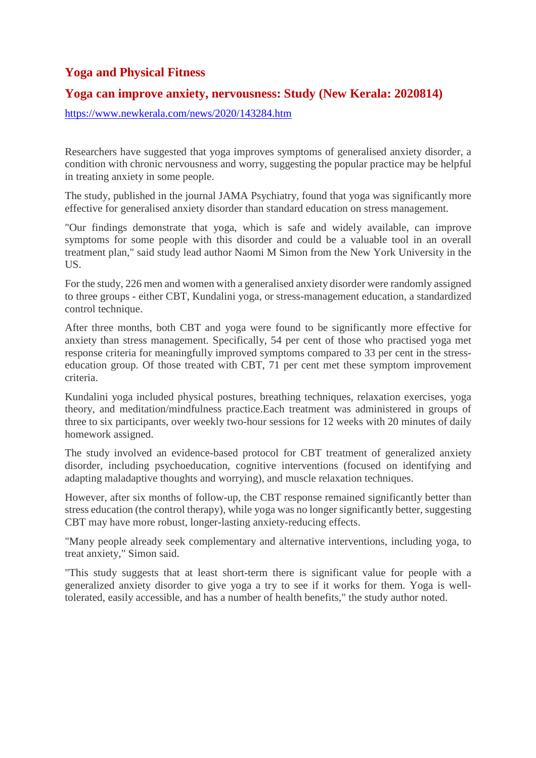## Yoga and Physical Fitness

## Yoga can improve anxiety, nervousness: Study (New Kerala: 2020814)

https://www.newkerala.com/news/2020/143284.htm

Researchers have suggested that yoga improves symptoms of generalised anxiety disorder, a condition with chronic nervousness and worry, suggesting the popular practice may be helpful in treating anxiety in some people.

The study, published in the journal JAMA Psychiatry, found that yoga was significantly more effective for generalised anxiety disorder than standard education on stress management.

"Our findings demonstrate that yoga, which is safe and widely available, can improve symptoms for some people with this disorder and could be a valuable tool in an overall treatment plan," said study lead author Naomi M Simon from the New York University in the US.

For the study, 226 men and women with a generalised anxiety disorder were randomly assigned to three groups - either CBT, Kundalini yoga, or stress-management education, a standardized control technique.

After three months, both CBT and yoga were found to be significantly more effective for anxiety than stress management. Specifically, 54 per cent of those who practised yoga met response criteria for meaningfully improved symptoms compared to 33 per cent in the stress-education group. Of those treated with CBT, 71 per cent met these symptom improvement criteria.

Kundalini yoga included physical postures, breathing techniques, relaxation exercises, yoga theory, and meditation/mindfulness practice.Each treatment was administered in groups of three to six participants, over weekly two-hour sessions for 12 weeks with 20 minutes of daily homework assigned.

The study involved an evidence-based protocol for CBT treatment of generalized anxiety disorder, including psychoeducation, cognitive interventions (focused on identifying and adapting maladaptive thoughts and worrying), and muscle relaxation techniques.

However, after six months of follow-up, the CBT response remained significantly better than stress education (the control therapy), while yoga was no longer significantly better, suggesting CBT may have more robust, longer-lasting anxiety-reducing effects.

"Many people already seek complementary and alternative interventions, including yoga, to treat anxiety," Simon said.

"This study suggests that at least short-term there is significant value for people with a generalized anxiety disorder to give yoga a try to see if it works for them. Yoga is well-tolerated, easily accessible, and has a number of health benefits," the study author noted.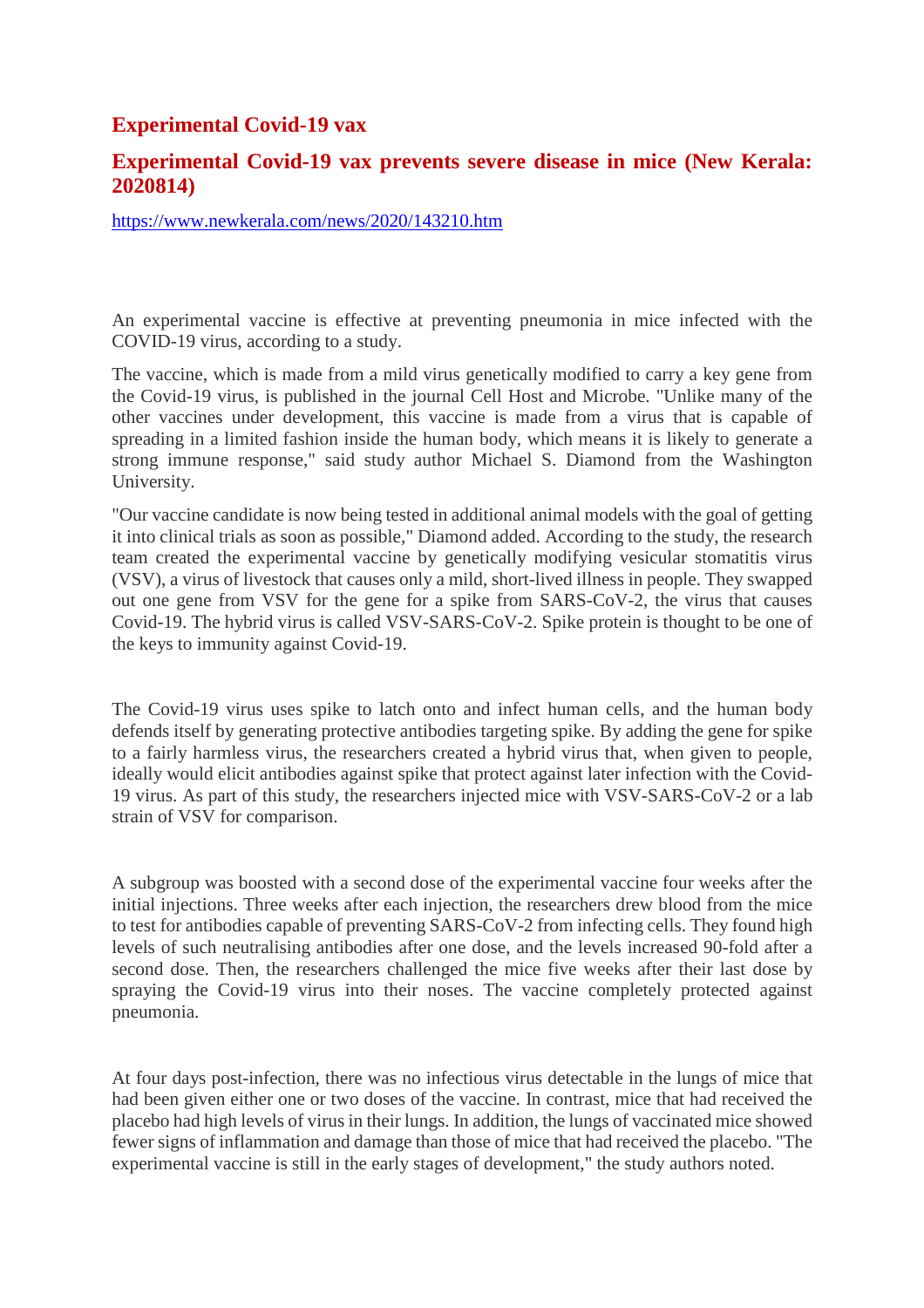## Experimental Covid-19 vax

## Experimental Covid-19 vax prevents severe disease in mice (New Kerala: 2020814)

https://www.newkerala.com/news/2020/143210.htm

An experimental vaccine is effective at preventing pneumonia in mice infected with the COVID-19 virus, according to a study.

The vaccine, which is made from a mild virus genetically modified to carry a key gene from the Covid-19 virus, is published in the journal Cell Host and Microbe. "Unlike many of the other vaccines under development, this vaccine is made from a virus that is capable of spreading in a limited fashion inside the human body, which means it is likely to generate a strong immune response," said study author Michael S. Diamond from the Washington University.

"Our vaccine candidate is now being tested in additional animal models with the goal of getting it into clinical trials as soon as possible," Diamond added. According to the study, the research team created the experimental vaccine by genetically modifying vesicular stomatitis virus (VSV), a virus of livestock that causes only a mild, short-lived illness in people. They swapped out one gene from VSV for the gene for a spike from SARS-CoV-2, the virus that causes Covid-19. The hybrid virus is called VSV-SARS-CoV-2. Spike protein is thought to be one of the keys to immunity against Covid-19.

The Covid-19 virus uses spike to latch onto and infect human cells, and the human body defends itself by generating protective antibodies targeting spike. By adding the gene for spike to a fairly harmless virus, the researchers created a hybrid virus that, when given to people, ideally would elicit antibodies against spike that protect against later infection with the Covid-19 virus. As part of this study, the researchers injected mice with VSV-SARS-CoV-2 or a lab strain of VSV for comparison.

A subgroup was boosted with a second dose of the experimental vaccine four weeks after the initial injections. Three weeks after each injection, the researchers drew blood from the mice to test for antibodies capable of preventing SARS-CoV-2 from infecting cells. They found high levels of such neutralising antibodies after one dose, and the levels increased 90-fold after a second dose. Then, the researchers challenged the mice five weeks after their last dose by spraying the Covid-19 virus into their noses. The vaccine completely protected against pneumonia.

At four days post-infection, there was no infectious virus detectable in the lungs of mice that had been given either one or two doses of the vaccine. In contrast, mice that had received the placebo had high levels of virus in their lungs. In addition, the lungs of vaccinated mice showed fewer signs of inflammation and damage than those of mice that had received the placebo. "The experimental vaccine is still in the early stages of development," the study authors noted.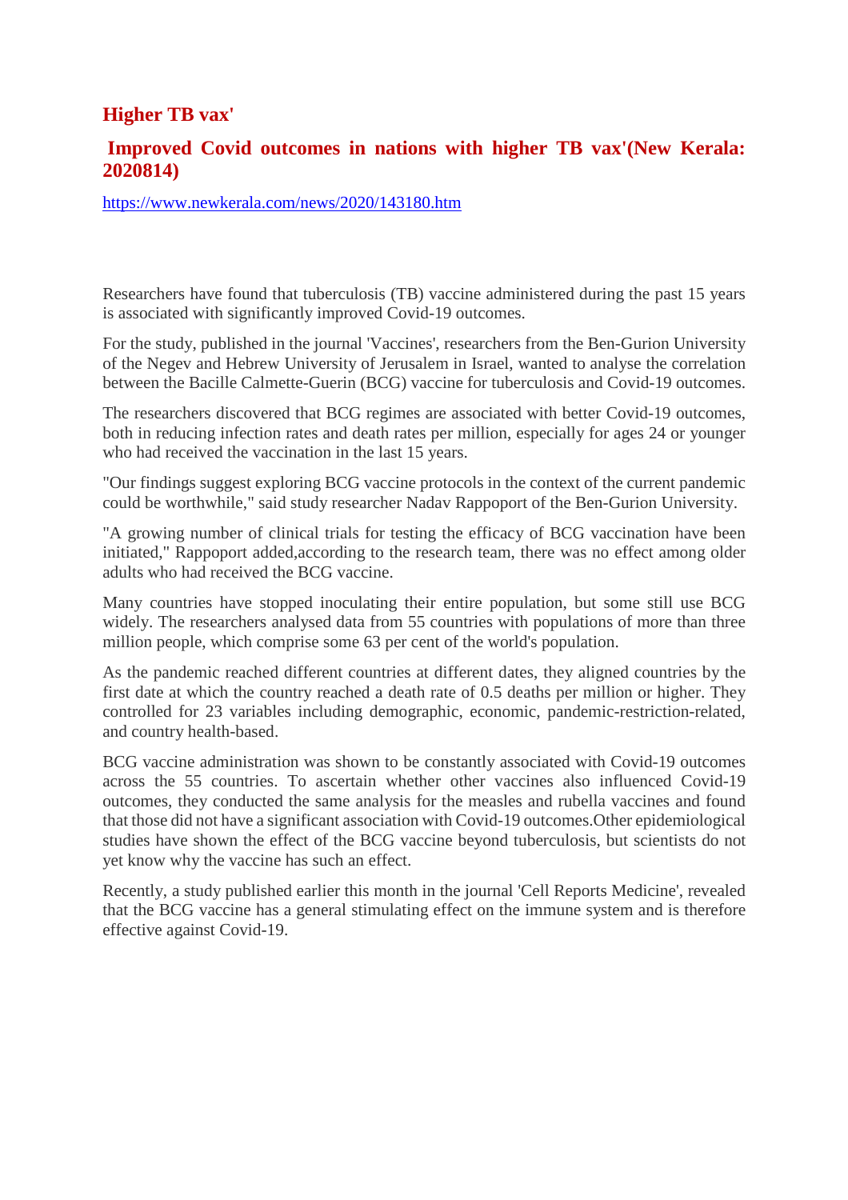## Higher TB vax'

## Improved Covid outcomes in nations with higher TB vax'(New Kerala: 2020814)

https://www.newkerala.com/news/2020/143180.htm

Researchers have found that tuberculosis (TB) vaccine administered during the past 15 years is associated with significantly improved Covid-19 outcomes.

For the study, published in the journal 'Vaccines', researchers from the Ben-Gurion University of the Negev and Hebrew University of Jerusalem in Israel, wanted to analyse the correlation between the Bacille Calmette-Guerin (BCG) vaccine for tuberculosis and Covid-19 outcomes.

The researchers discovered that BCG regimes are associated with better Covid-19 outcomes, both in reducing infection rates and death rates per million, especially for ages 24 or younger who had received the vaccination in the last 15 years.

"Our findings suggest exploring BCG vaccine protocols in the context of the current pandemic could be worthwhile," said study researcher Nadav Rappoport of the Ben-Gurion University.

"A growing number of clinical trials for testing the efficacy of BCG vaccination have been initiated," Rappoport added,according to the research team, there was no effect among older adults who had received the BCG vaccine.

Many countries have stopped inoculating their entire population, but some still use BCG widely. The researchers analysed data from 55 countries with populations of more than three million people, which comprise some 63 per cent of the world's population.

As the pandemic reached different countries at different dates, they aligned countries by the first date at which the country reached a death rate of 0.5 deaths per million or higher. They controlled for 23 variables including demographic, economic, pandemic-restriction-related, and country health-based.

BCG vaccine administration was shown to be constantly associated with Covid-19 outcomes across the 55 countries. To ascertain whether other vaccines also influenced Covid-19 outcomes, they conducted the same analysis for the measles and rubella vaccines and found that those did not have a significant association with Covid-19 outcomes.Other epidemiological studies have shown the effect of the BCG vaccine beyond tuberculosis, but scientists do not yet know why the vaccine has such an effect.

Recently, a study published earlier this month in the journal 'Cell Reports Medicine', revealed that the BCG vaccine has a general stimulating effect on the immune system and is therefore effective against Covid-19.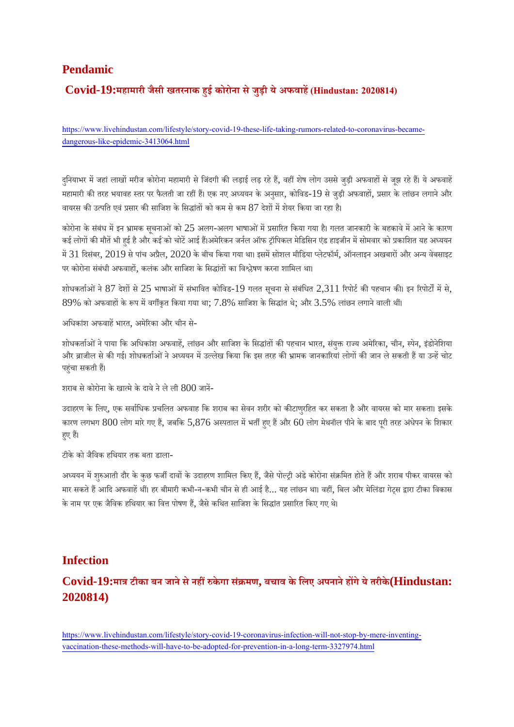## Pendamic

### Covid-19:महामारी जैसी खतरनाक हुई कोरोना से जुड़ी ये अफवाहें (Hindustan: 2020814)

https://www.livehindustan.com/lifestyle/story-covid-19-these-life-taking-rumors-related-to-coronavirus-became-dangerous-like-epidemic-3413064.html

दुनियाभर में जहां लाखों मरीज कोरोना महामारी से जिंदगी की लड़ाई लड़ रहे हैं, वहीं शेष लोग उससे जुड़ी अफवाहों से जूझ रहे हैं। ये अफवाहें महामारी की तरह भयावह स्तर पर फैलती जा रहीं हैं। एक नए अध्ययन के अनुसार, कोविड-19 से जुड़ी अफवाहों, प्रसार के लांछन लगाने और वायरस की उत्पति एवं प्रसार की साजिश के सिद्धांतों को कम से कम 87 देशों में शेयर किया जा रहा है।

कोरोना के संबंध में इन भ्रामक सूचनाओं को 25 अलग-अलग भाषाओं में प्रसारित किया गया है। गलत जानकारी के बहकावे में आने के कारण कई लोगों की मौतें भी हुई है और कई को चोटें आई हैं।अमेरिकन जर्नल ऑफ ट्रॉपिकल मेडिसिन एंड हाइजीन में सोमवार को प्रकाशित यह अध्ययन में 31 दिसंबर, 2019 से पांच अप्रैल, 2020 के बीच किया गया था। इसमें सोशल मीडिया प्लेटफॉर्म, ऑनलाइन अखबारों और अन्य वेबसाइट पर कोरोना संबंधी अफवाहों, कलंक और साजिश के सिद्धांतों का विश्लेषण करना शामिल था।

शोधकर्ताओं ने 87 देशों से 25 भाषाओं में संभावित कोविड-19 गलत सूचना से संबंधित 2,311 रिपोर्ट की पहचान की। इन रिपोर्टों में से, 89% को अफवाहों के रूप में वर्गीकृत किया गया था; 7.8% साजिश के सिद्धांत थे; और 3.5% लांछन लगाने वाली थीं।

अधिकांश अफवाहें भारत, अमेरिका और चीन से-

शोधकर्ताओं ने पाया कि अधिकांश अफवाहें, लांछन और साजिश के सिद्धांतों की पहचान भारत, संयुक्त राज्य अमेरिका, चीन, स्पेन, इंडोनेशिया और ब्राजील से की गई। शोधकर्ताओं ने अध्ययन में उल्लेख किया कि इस तरह की भ्रामक जानकारियां लोगों की जान ले सकती हैं या उन्हें चोट पहुंचा सकती हैं।

शराब से कोरोना के खात्मे के दावे ने ले ली 800 जानें-

उदाहरण के लिए, एक सर्वाधिक प्रचलित अफवाह कि शराब का सेवन शरीर को कीटाणुरहित कर सकता है और वायरस को मार सकता। इसके कारण लगभग 800 लोग मारे गए हैं, जबकि 5,876 अस्पताल में भर्ती हुए हैं और 60 लोग मेथनॉल पीने के बाद पूरी तरह अंधेपन के शिकार हुए हैं।

टीके को जैविक हथियार तक बता डाला-

अध्ययन में शुरुआती दौर के कुछ फर्जी दावों के उदाहरण शामिल किए हैं, जैसे पोल्ट्री अंडे कोरोना संक्रमित होते हैं और शराब पीकर वायरस को मार सकते हैं आदि अफवाहें थीं। हर बीमारी कभी-न-कभी चीन से ही आई है... यह लांछन था। वहीं, बिल और मेलिंडा गेट्स द्वारा टीका विकास के नाम पर एक जैविक हथियार का वित्त पोषण हैं, जैसे कथित साजिश के सिद्धांत प्रसारित किए गए थे।

## Infection

### Covid-19:मात्र टीका बन जाने से नहीं रुकेगा संक्रमण, बचाव के लिए अपनाने होंगे ये तरीके(Hindustan: 2020814)

https://www.livehindustan.com/lifestyle/story-covid-19-coronavirus-infection-will-not-stop-by-mere-inventing-vaccination-these-methods-will-have-to-be-adopted-for-prevention-in-a-long-term-3327974.html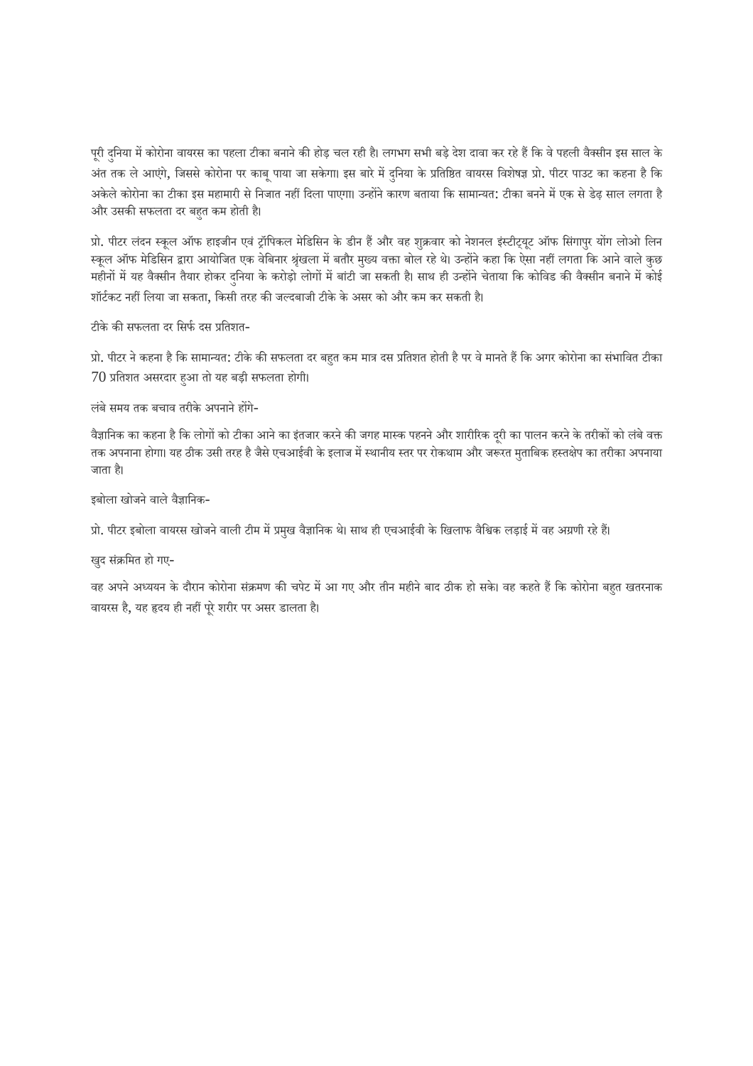पूरी दुनिया में कोरोना वायरस का पहला टीका बनाने की होड़ चल रही है। लगभग सभी बड़े देश दावा कर रहे हैं कि वे पहली वैक्सीन इस साल के अंत तक ले आएंगे, जिससे कोरोना पर काबू पाया जा सकेगा। इस बारे में दुनिया के प्रतिष्ठित वायरस विशेषज्ञ प्रो. पीटर पाउट का कहना है कि अकेले कोरोना का टीका इस महामारी से निजात नहीं दिला पाएगा। उन्होंने कारण बताया कि सामान्यत: टीका बनने में एक से डेढ़ साल लगता है और उसकी सफलता दर बहुत कम होती है।

प्रो. पीटर लंदन स्कूल ऑफ हाइजीन एवं ट्रॉपिकल मेडिसिन के डीन हैं और वह शुक्रवार को नेशनल इंस्टीट्यूट ऑफ सिंगापुर योंग लोओ लिन स्कूल ऑफ मेडिसिन द्वारा आयोजित एक वेबिनार श्रृंखला में बतौर मुख्य वक्ता बोल रहे थे। उन्होंने कहा कि ऐसा नहीं लगता कि आने वाले कुछ महीनों में यह वैक्सीन तैयार होकर दुनिया के करोड़ो लोगों में बांटी जा सकती है। साथ ही उन्होंने चेताया कि कोविड की वैक्सीन बनाने में कोई शॉर्टकट नहीं लिया जा सकता, किसी तरह की जल्दबाजी टीके के असर को और कम कर सकती है।

टीके की सफलता दर सिर्फ दस प्रतिशत-

प्रो. पीटर ने कहना है कि सामान्यत: टीके की सफलता दर बहुत कम मात्र दस प्रतिशत होती है पर वे मानते हैं कि अगर कोरोना का संभावित टीका 70 प्रतिशत असरदार हुआ तो यह बड़ी सफलता होगी।

लंबे समय तक बचाव तरीके अपनाने होंगे-

वैज्ञानिक का कहना है कि लोगों को टीका आने का इंतजार करने की जगह मास्क पहनने और शारीरिक दूरी का पालन करने के तरीकों को लंबे वक्त तक अपनाना होगा। यह ठीक उसी तरह है जैसे एचआईवी के इलाज में स्थानीय स्तर पर रोकथाम और जरूरत मुताबिक हस्तक्षेप का तरीका अपनाया जाता है।

इबोला खोजने वाले वैज्ञानिक-

प्रो. पीटर इबोला वायरस खोजने वाली टीम में प्रमुख वैज्ञानिक थे। साथ ही एचआईवी के खिलाफ वैश्विक लड़ाई में वह अग्रणी रहे हैं।

खुद संक्रमित हो गए-

वह अपने अध्ययन के दौरान कोरोना संक्रमण की चपेट में आ गए और तीन महीने बाद ठीक हो सके। वह कहते हैं कि कोरोना बहुत खतरनाक वायरस है, यह हृदय ही नहीं पूरे शरीर पर असर डालता है।